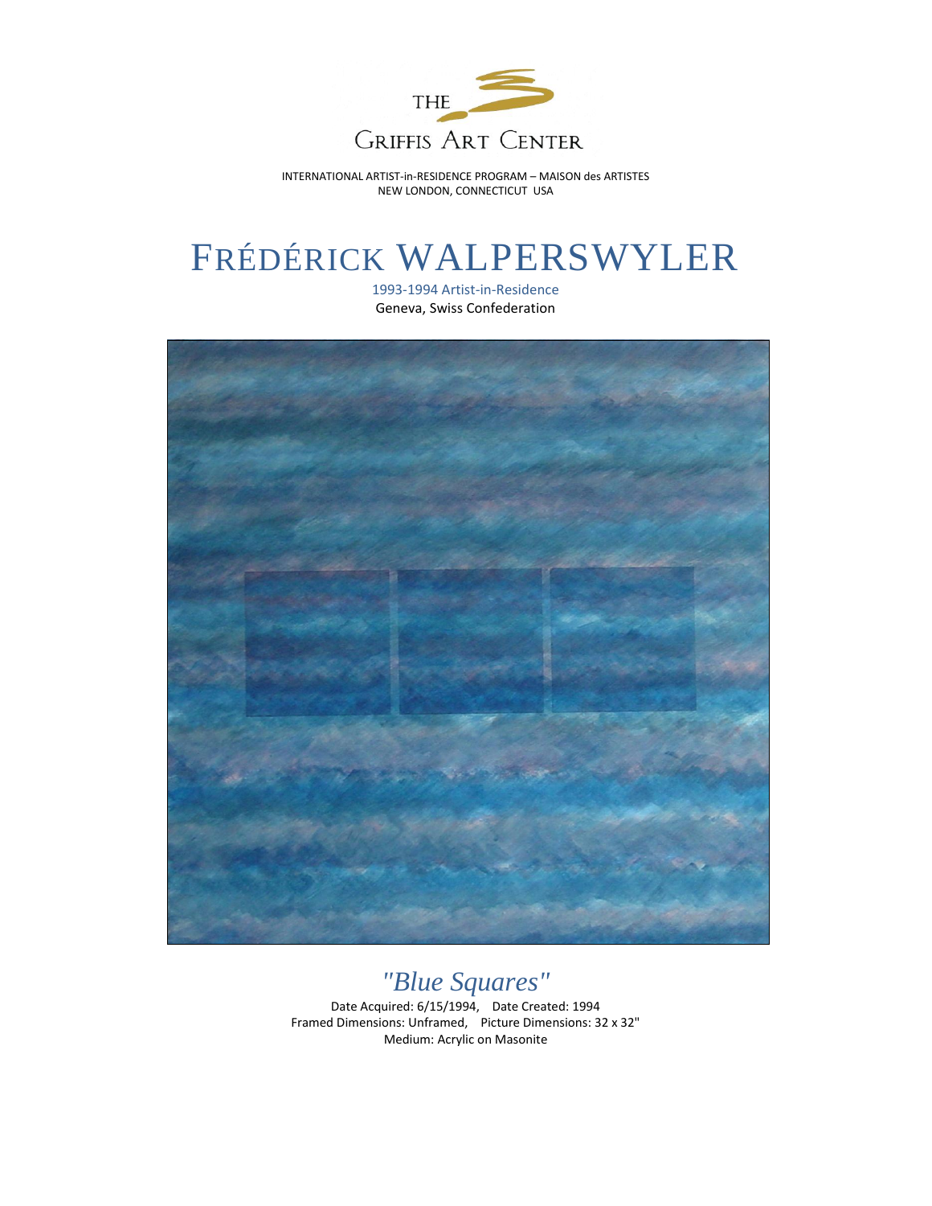THE GRIFFIS ART CENTER

INTERNATIONAL ARTIST-in-RESIDENCE PROGRAM – MAISON des ARTISTES
NEW LONDON, CONNECTICUT USA

# FRÉDÉRICK WALPERSWYLER

1993-1994 Artist-in-Residence
Geneva, Swiss Confederation

## *"Blue Squares"*

Date Acquired: 6/15/1994, Date Created: 1994
Framed Dimensions: Unframed, Picture Dimensions: 32 x 32"
Medium: Acrylic on Masonite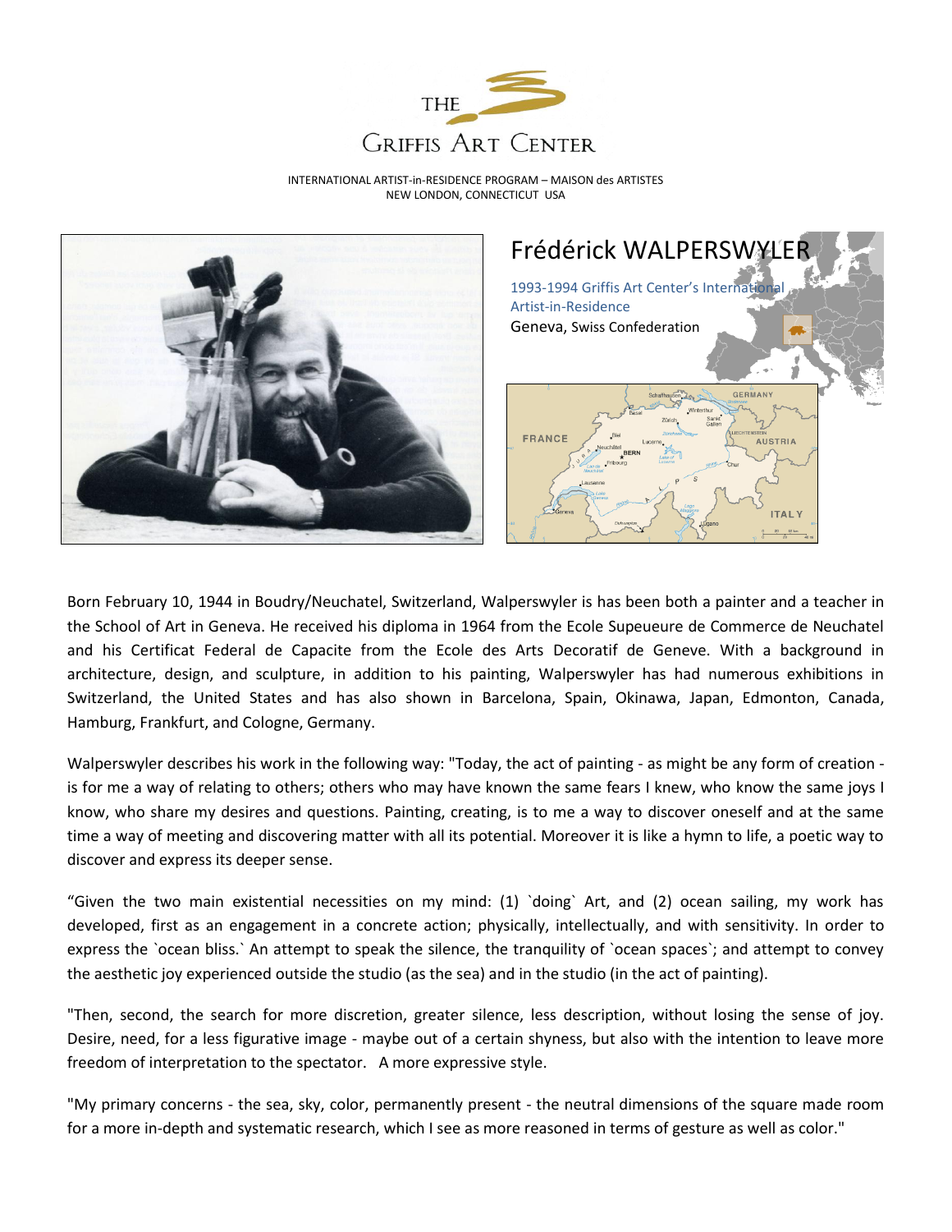THE

GRIFFIS ART CENTER

INTERNATIONAL ARTIST-in-RESIDENCE PROGRAM – MAISON des ARTISTES
NEW LONDON, CONNECTICUT USA

# Frédérick WALPERSWYLER

1993-1994 Griffis Art Center's International Artist-in-Residence

Geneva, Swiss Confederation

Born February 10, 1944 in Boudry/Neuchatel, Switzerland, Walperswyler is has been both a painter and a teacher in the School of Art in Geneva. He received his diploma in 1964 from the Ecole Supeueure de Commerce de Neuchatel and his Certificat Federal de Capacite from the Ecole des Arts Decoratif de Geneve. With a background in architecture, design, and sculpture, in addition to his painting, Walperswyler has had numerous exhibitions in Switzerland, the United States and has also shown in Barcelona, Spain, Okinawa, Japan, Edmonton, Canada, Hamburg, Frankfurt, and Cologne, Germany.

Walperswyler describes his work in the following way: "Today, the act of painting - as might be any form of creation - is for me a way of relating to others; others who may have known the same fears I knew, who know the same joys I know, who share my desires and questions. Painting, creating, is to me a way to discover oneself and at the same time a way of meeting and discovering matter with all its potential. Moreover it is like a hymn to life, a poetic way to discover and express its deeper sense.

"Given the two main existential necessities on my mind: (1) `doing` Art, and (2) ocean sailing, my work has developed, first as an engagement in a concrete action; physically, intellectually, and with sensitivity. In order to express the `ocean bliss.` An attempt to speak the silence, the tranquility of `ocean spaces`; and attempt to convey the aesthetic joy experienced outside the studio (as the sea) and in the studio (in the act of painting).

"Then, second, the search for more discretion, greater silence, less description, without losing the sense of joy. Desire, need, for a less figurative image - maybe out of a certain shyness, but also with the intention to leave more freedom of interpretation to the spectator. A more expressive style.

"My primary concerns - the sea, sky, color, permanently present - the neutral dimensions of the square made room for a more in-depth and systematic research, which I see as more reasoned in terms of gesture as well as color."